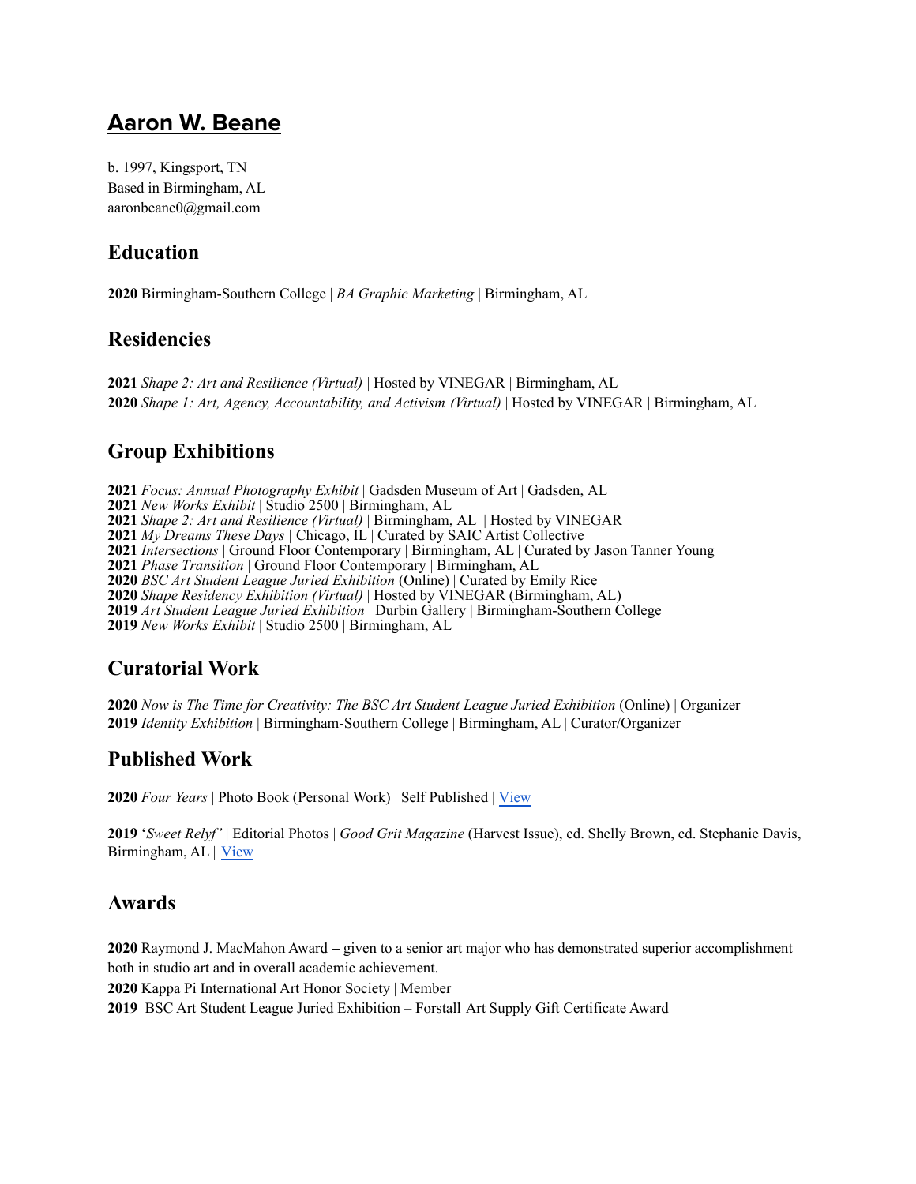# Aaron W. Beane

b. 1997, Kingsport, TN
Based in Birmingham, AL
aaronbeane0@gmail.com

## Education

**2020** Birmingham-Southern College | *BA Graphic Marketing* | Birmingham, AL

## Residencies

**2021** *Shape 2: Art and Resilience (Virtual)* | Hosted by VINEGAR | Birmingham, AL
**2020** *Shape 1: Art, Agency, Accountability, and Activism (Virtual)* | Hosted by VINEGAR | Birmingham, AL

## Group Exhibitions

**2021** *Focus: Annual Photography Exhibit* | Gadsden Museum of Art | Gadsden, AL
**2021** *New Works Exhibit* | Studio 2500 | Birmingham, AL
**2021** *Shape 2: Art and Resilience (Virtual)* | Birmingham, AL | Hosted by VINEGAR
**2021** *My Dreams These Days* | Chicago, IL | Curated by SAIC Artist Collective
**2021** *Intersections* | Ground Floor Contemporary | Birmingham, AL | Curated by Jason Tanner Young
**2021** *Phase Transition* | Ground Floor Contemporary | Birmingham, AL
**2020** *BSC Art Student League Juried Exhibition* (Online) | Curated by Emily Rice
**2020** *Shape Residency Exhibition (Virtual)* | Hosted by VINEGAR (Birmingham, AL)
**2019** *Art Student League Juried Exhibition* | Durbin Gallery | Birmingham-Southern College
**2019** *New Works Exhibit* | Studio 2500 | Birmingham, AL

## Curatorial Work

**2020** *Now is The Time for Creativity: The BSC Art Student League Juried Exhibition* (Online) | Organizer
**2019** *Identity Exhibition* | Birmingham-Southern College | Birmingham, AL | Curator/Organizer

## Published Work

**2020** *Four Years* | Photo Book (Personal Work) | Self Published | View

**2019** '*Sweet Relyf'* | Editorial Photos | *Good Grit Magazine* (Harvest Issue), ed. Shelly Brown, cd. Stephanie Davis, Birmingham, AL | View

## Awards

**2020** Raymond J. MacMahon Award – given to a senior art major who has demonstrated superior accomplishment both in studio art and in overall academic achievement.
**2020** Kappa Pi International Art Honor Society | Member
**2019** BSC Art Student League Juried Exhibition – Forstall Art Supply Gift Certificate Award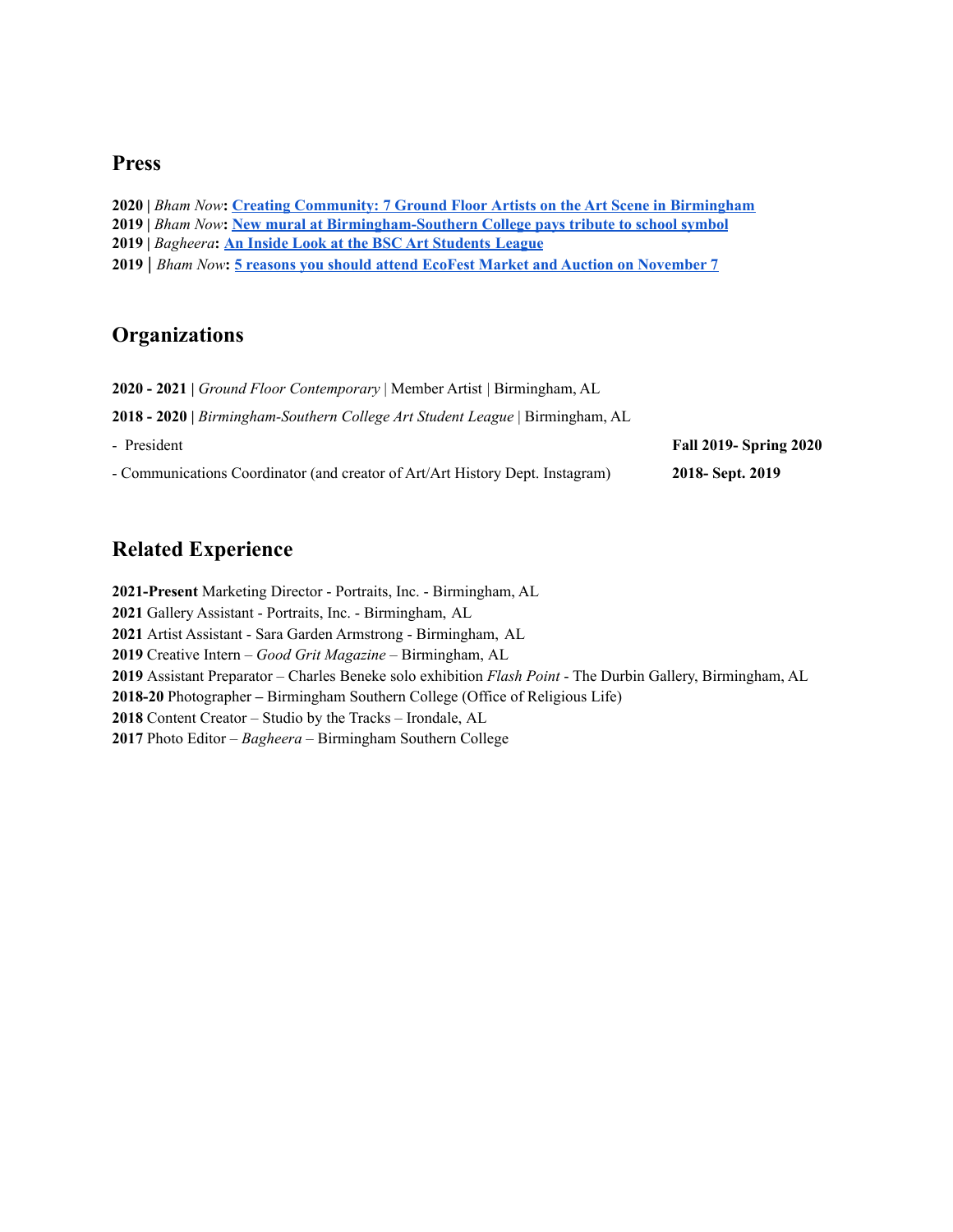## Press

**2020 |** *Bham Now***: Creating Community: 7 Ground Floor Artists on the Art Scene in Birmingham**
**2019 |** *Bham Now***: New mural at Birmingham-Southern College pays tribute to school symbol**
**2019 |** *Bagheera***: An Inside Look at the BSC Art Students League**
**2019 |** *Bham Now***: 5 reasons you should attend EcoFest Market and Auction on November 7**

## Organizations

**2020 - 2021 |** *Ground Floor Contemporary* | Member Artist | Birmingham, AL

**2018 - 2020 |** *Birmingham-Southern College Art Student League* | Birmingham, AL

- President **Fall 2019- Spring 2020**
- Communications Coordinator (and creator of Art/Art History Dept. Instagram) **2018- Sept. 2019**

## Related Experience

**2021-Present** Marketing Director - Portraits, Inc. - Birmingham, AL
**2021** Gallery Assistant - Portraits, Inc. - Birmingham, AL
**2021** Artist Assistant - Sara Garden Armstrong - Birmingham, AL
**2019** Creative Intern – *Good Grit Magazine* – Birmingham, AL
**2019** Assistant Preparator – Charles Beneke solo exhibition *Flash Point* - The Durbin Gallery, Birmingham, AL
**2018-20** Photographer – Birmingham Southern College (Office of Religious Life)
**2018** Content Creator – Studio by the Tracks – Irondale, AL
**2017** Photo Editor – *Bagheera* – Birmingham Southern College